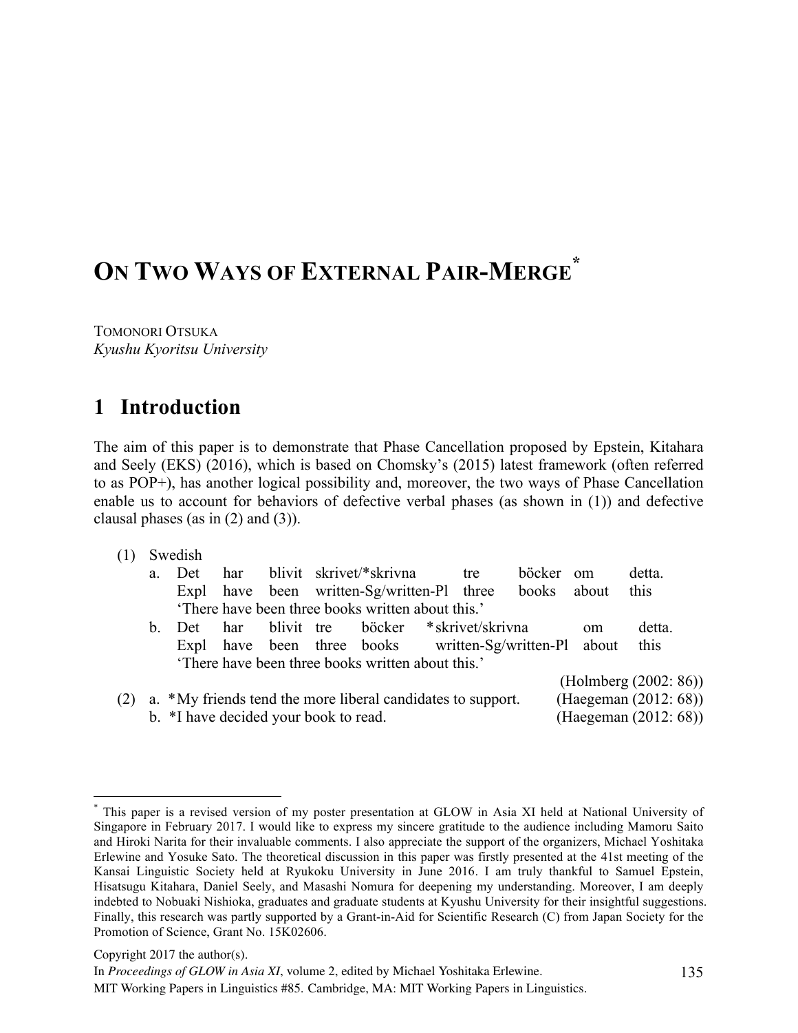# ON TWO WAYS OF EXTERNAL PAIR-MERGE*

TOMONORI OTSUKA
*Kyushu Kyoritsu University*

## 1 Introduction

The aim of this paper is to demonstrate that Phase Cancellation proposed by Epstein, Kitahara and Seely (EKS) (2016), which is based on Chomsky's (2015) latest framework (often referred to as POP+), has another logical possibility and, moreover, the two ways of Phase Cancellation enable us to account for behaviors of defective verbal phases (as shown in (1)) and defective clausal phases (as in (2) and (3)).

(1) Swedish

a. Det har blivit skrivet/*skrivna tre böcker om detta.
   Expl have been written-Sg/written-Pl three books about this
   'There have been three books written about this.'

b. Det har blivit tre böcker *skrivet/skrivna om detta.
   Expl have been three books written-Sg/written-Pl about this
   'There have been three books written about this.'

(Holmberg (2002: 86))

(2) a. *My friends tend the more liberal candidates to support. (Haegeman (2012: 68))

b. *I have decided your book to read. (Haegeman (2012: 68))

---

* This paper is a revised version of my poster presentation at GLOW in Asia XI held at National University of Singapore in February 2017. I would like to express my sincere gratitude to the audience including Mamoru Saito and Hiroki Narita for their invaluable comments. I also appreciate the support of the organizers, Michael Yoshitaka Erlewine and Yosuke Sato. The theoretical discussion in this paper was firstly presented at the 41st meeting of the Kansai Linguistic Society held at Ryukoku University in June 2016. I am truly thankful to Samuel Epstein, Hisatsugu Kitahara, Daniel Seely, and Masashi Nomura for deepening my understanding. Moreover, I am deeply indebted to Nobuaki Nishioka, graduates and graduate students at Kyushu University for their insightful suggestions. Finally, this research was partly supported by a Grant-in-Aid for Scientific Research (C) from Japan Society for the Promotion of Science, Grant No. 15K02606.

Copyright 2017 the author(s).
In *Proceedings of GLOW in Asia XI*, volume 2, edited by Michael Yoshitaka Erlewine.
MIT Working Papers in Linguistics #85. Cambridge, MA: MIT Working Papers in Linguistics.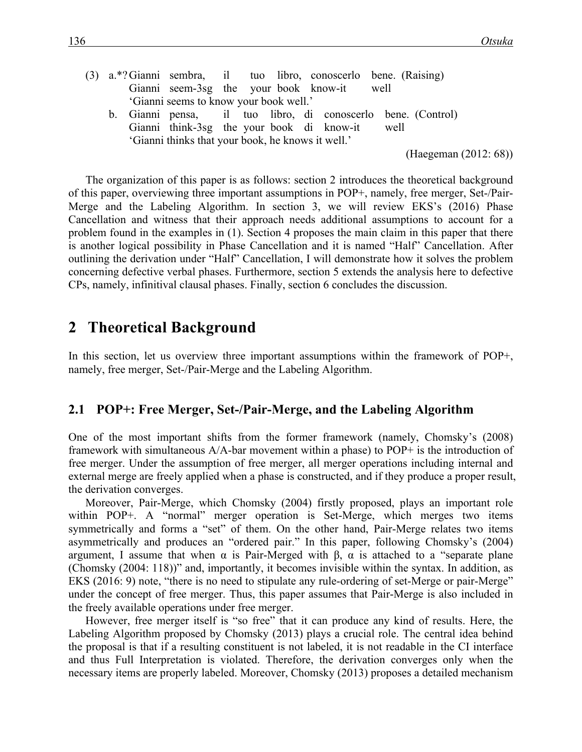(3) a.*? Gianni sembra, il tuo libro, conoscerlo bene. (Raising)
Gianni seem-3sg the your book know-it well
'Gianni seems to know your book well.'

b. Gianni pensa, il tuo libro, di conoscerlo bene. (Control)
Gianni think-3sg the your book di know-it well
'Gianni thinks that your book, he knows it well.'

(Haegeman (2012: 68))

The organization of this paper is as follows: section 2 introduces the theoretical background of this paper, overviewing three important assumptions in POP+, namely, free merger, Set-/Pair-Merge and the Labeling Algorithm. In section 3, we will review EKS's (2016) Phase Cancellation and witness that their approach needs additional assumptions to account for a problem found in the examples in (1). Section 4 proposes the main claim in this paper that there is another logical possibility in Phase Cancellation and it is named "Half" Cancellation. After outlining the derivation under "Half" Cancellation, I will demonstrate how it solves the problem concerning defective verbal phases. Furthermore, section 5 extends the analysis here to defective CPs, namely, infinitival clausal phases. Finally, section 6 concludes the discussion.

# 2 Theoretical Background

In this section, let us overview three important assumptions within the framework of POP+, namely, free merger, Set-/Pair-Merge and the Labeling Algorithm.

## 2.1 POP+: Free Merger, Set-/Pair-Merge, and the Labeling Algorithm

One of the most important shifts from the former framework (namely, Chomsky's (2008) framework with simultaneous A/A-bar movement within a phase) to POP+ is the introduction of free merger. Under the assumption of free merger, all merger operations including internal and external merge are freely applied when a phase is constructed, and if they produce a proper result, the derivation converges.

Moreover, Pair-Merge, which Chomsky (2004) firstly proposed, plays an important role within POP+. A "normal" merger operation is Set-Merge, which merges two items symmetrically and forms a "set" of them. On the other hand, Pair-Merge relates two items asymmetrically and produces an "ordered pair." In this paper, following Chomsky's (2004) argument, I assume that when α is Pair-Merged with β, α is attached to a "separate plane (Chomsky (2004: 118))" and, importantly, it becomes invisible within the syntax. In addition, as EKS (2016: 9) note, "there is no need to stipulate any rule-ordering of set-Merge or pair-Merge" under the concept of free merger. Thus, this paper assumes that Pair-Merge is also included in the freely available operations under free merger.

However, free merger itself is "so free" that it can produce any kind of results. Here, the Labeling Algorithm proposed by Chomsky (2013) plays a crucial role. The central idea behind the proposal is that if a resulting constituent is not labeled, it is not readable in the CI interface and thus Full Interpretation is violated. Therefore, the derivation converges only when the necessary items are properly labeled. Moreover, Chomsky (2013) proposes a detailed mechanism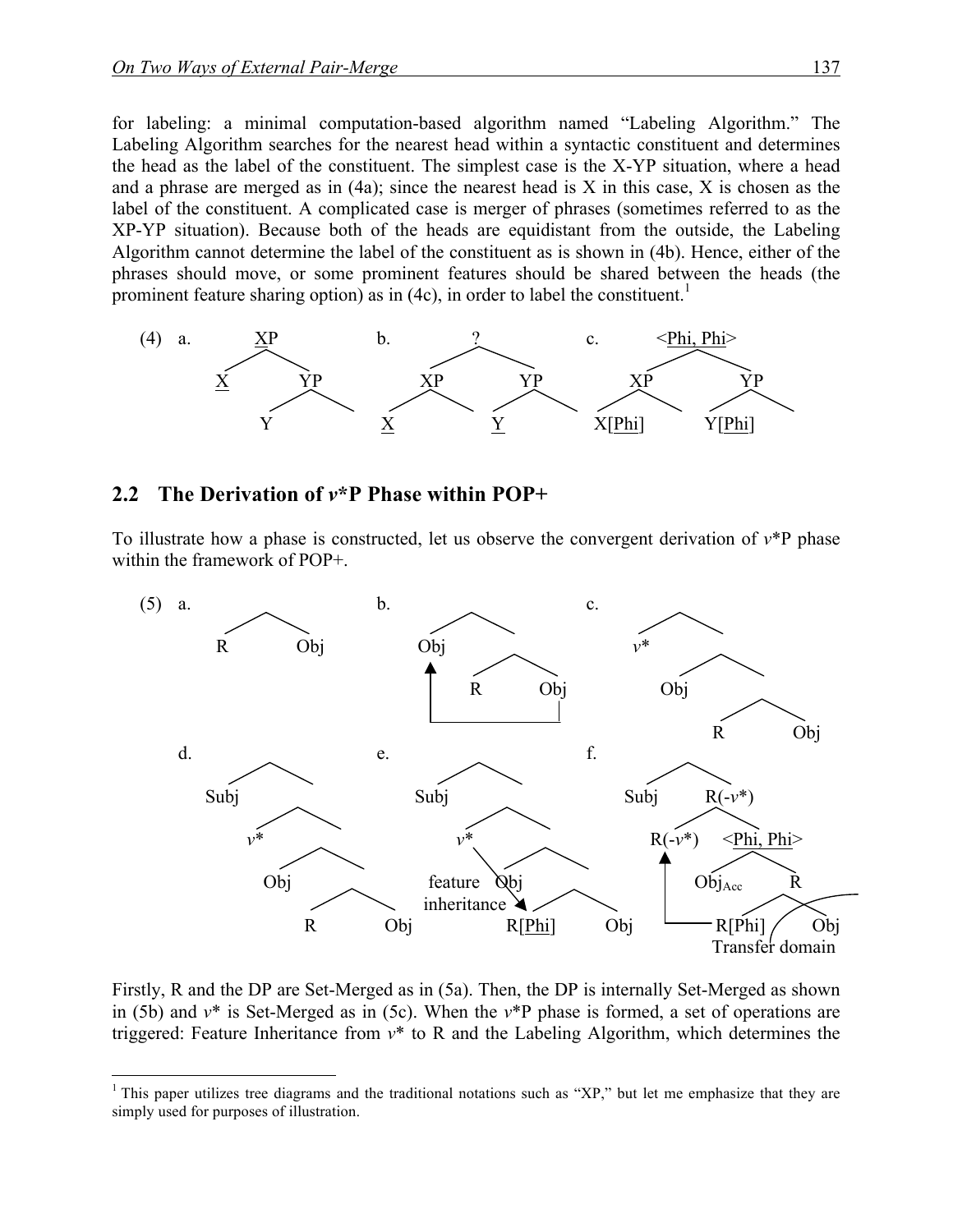for labeling: a minimal computation-based algorithm named "Labeling Algorithm." The Labeling Algorithm searches for the nearest head within a syntactic constituent and determines the head as the label of the constituent. The simplest case is the X-YP situation, where a head and a phrase are merged as in (4a); since the nearest head is X in this case, X is chosen as the label of the constituent. A complicated case is merger of phrases (sometimes referred to as the XP-YP situation). Because both of the heads are equidistant from the outside, the Labeling Algorithm cannot determine the label of the constituent as is shown in (4b). Hence, either of the phrases should move, or some prominent features should be shared between the heads (the prominent feature sharing option) as in (4c), in order to label the constituent.[1]

(4) a. [XP X [YP Y ]] b. [? [XP X ] [YP Y ]] c. [<Phi, Phi> [XP X[Phi] ] [YP Y[Phi] ]]

## 2.2 The Derivation of *v*\*P Phase within POP+

To illustrate how a phase is constructed, let us observe the convergent derivation of *v*\*P phase within the framework of POP+.

(5) a. [R Obj]
b. [Obj [R Obj]] (Obj moves from complement of R)
c. [*v*\* [Obj [R Obj]]]
d. [Subj [*v*\* [Obj [R Obj]]]]
e. [Subj [*v*\* [Obj [R[Phi] Obj]]]] (feature inheritance from *v*\* to R)
f. [Subj [R(-*v*\*) [R(-*v*\*) [<Phi, Phi> Obj$_{Acc}$ [R R[Phi] Obj]]]]] (R moves to R(-*v*\*); Transfer domain)

Firstly, R and the DP are Set-Merged as in (5a). Then, the DP is internally Set-Merged as shown in (5b) and *v*\* is Set-Merged as in (5c). When the *v*\*P phase is formed, a set of operations are triggered: Feature Inheritance from *v*\* to R and the Labeling Algorithm, which determines the

[1] This paper utilizes tree diagrams and the traditional notations such as "XP," but let me emphasize that they are simply used for purposes of illustration.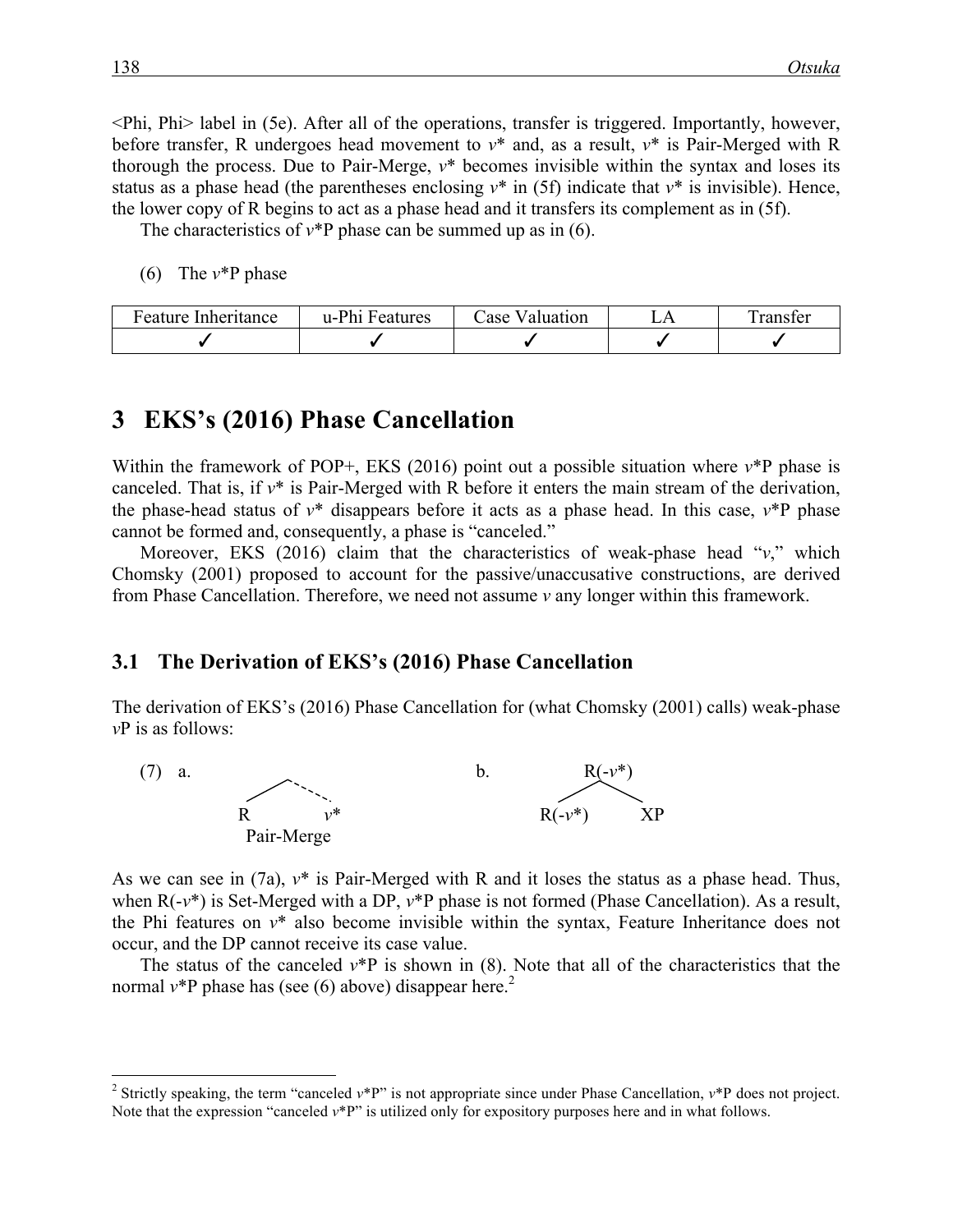<Phi, Phi> label in (5e). After all of the operations, transfer is triggered. Importantly, however, before transfer, R undergoes head movement to *v** and, as a result, *v** is Pair-Merged with R thorough the process. Due to Pair-Merge, *v** becomes invisible within the syntax and loses its status as a phase head (the parentheses enclosing *v** in (5f) indicate that *v** is invisible). Hence, the lower copy of R begins to act as a phase head and it transfers its complement as in (5f).

The characteristics of *v**P phase can be summed up as in (6).

(6) The *v**P phase

| Feature Inheritance | u-Phi Features | Case Valuation | LA | Transfer |
|---|---|---|---|---|
| ✓ | ✓ | ✓ | ✓ | ✓ |

## 3 EKS's (2016) Phase Cancellation

Within the framework of POP+, EKS (2016) point out a possible situation where *v**P phase is canceled. That is, if *v** is Pair-Merged with R before it enters the main stream of the derivation, the phase-head status of *v** disappears before it acts as a phase head. In this case, *v**P phase cannot be formed and, consequently, a phase is "canceled."

Moreover, EKS (2016) claim that the characteristics of weak-phase head "*v*," which Chomsky (2001) proposed to account for the passive/unaccusative constructions, are derived from Phase Cancellation. Therefore, we need not assume *v* any longer within this framework.

### 3.1 The Derivation of EKS's (2016) Phase Cancellation

The derivation of EKS's (2016) Phase Cancellation for (what Chomsky (2001) calls) weak-phase *v*P is as follows:

(7) a. [R *v**] Pair-Merge

b. [R(-*v**) R(-*v**) XP]

As we can see in (7a), *v** is Pair-Merged with R and it loses the status as a phase head. Thus, when R(-*v**) is Set-Merged with a DP, *v**P phase is not formed (Phase Cancellation). As a result, the Phi features on *v** also become invisible within the syntax, Feature Inheritance does not occur, and the DP cannot receive its case value.

The status of the canceled *v**P is shown in (8). Note that all of the characteristics that the normal *v**P phase has (see (6) above) disappear here.[2]

[2] Strictly speaking, the term "canceled *v**P" is not appropriate since under Phase Cancellation, *v**P does not project. Note that the expression "canceled *v**P" is utilized only for expository purposes here and in what follows.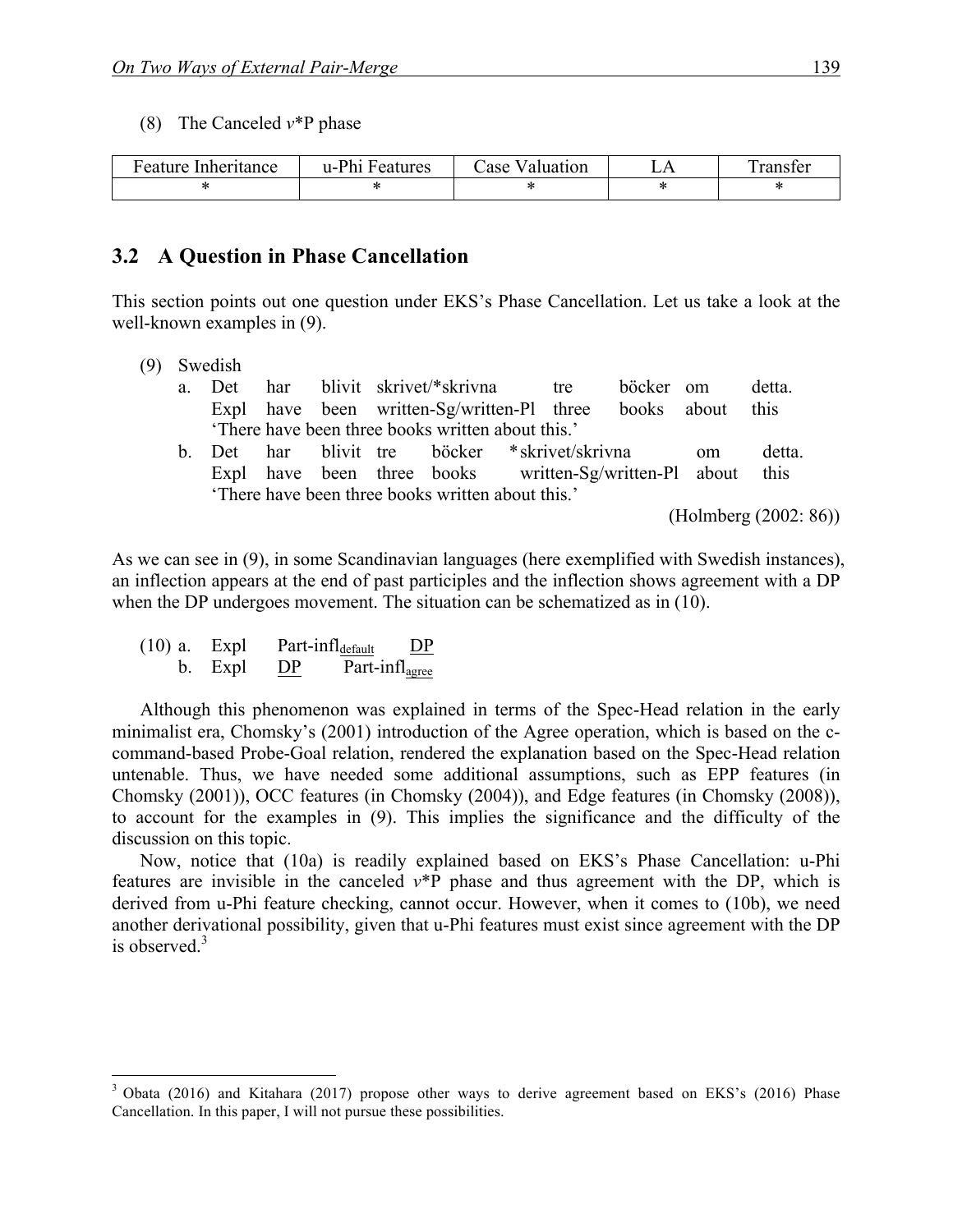(8) The Canceled *v*\*P phase

| Feature Inheritance | u-Phi Features | Case Valuation | LA | Transfer |
|---|---|---|---|---|
| * | * | * | * | * |

## 3.2 A Question in Phase Cancellation

This section points out one question under EKS's Phase Cancellation. Let us take a look at the well-known examples in (9).

(9) Swedish

a. Det har blivit skrivet/*skrivna tre böcker om detta.
   Expl have been written-Sg/written-Pl three books about this
   'There have been three books written about this.'

b. Det har blivit tre böcker *skrivet/skrivna om detta.
   Expl have been three books written-Sg/written-Pl about this
   'There have been three books written about this.'

(Holmberg (2002: 86))

As we can see in (9), in some Scandinavian languages (here exemplified with Swedish instances), an inflection appears at the end of past participles and the inflection shows agreement with a DP when the DP undergoes movement. The situation can be schematized as in (10).

(10) a. Expl Part-infl$_{\underline{\text{default}}}$ <u>DP</u>
     b. Expl <u>DP</u> Part-infl$_{\underline{\text{agree}}}$

Although this phenomenon was explained in terms of the Spec-Head relation in the early minimalist era, Chomsky's (2001) introduction of the Agree operation, which is based on the c-command-based Probe-Goal relation, rendered the explanation based on the Spec-Head relation untenable. Thus, we have needed some additional assumptions, such as EPP features (in Chomsky (2001)), OCC features (in Chomsky (2004)), and Edge features (in Chomsky (2008)), to account for the examples in (9). This implies the significance and the difficulty of the discussion on this topic.

Now, notice that (10a) is readily explained based on EKS's Phase Cancellation: u-Phi features are invisible in the canceled *v*\*P phase and thus agreement with the DP, which is derived from u-Phi feature checking, cannot occur. However, when it comes to (10b), we need another derivational possibility, given that u-Phi features must exist since agreement with the DP is observed.[3]

[3] Obata (2016) and Kitahara (2017) propose other ways to derive agreement based on EKS's (2016) Phase Cancellation. In this paper, I will not pursue these possibilities.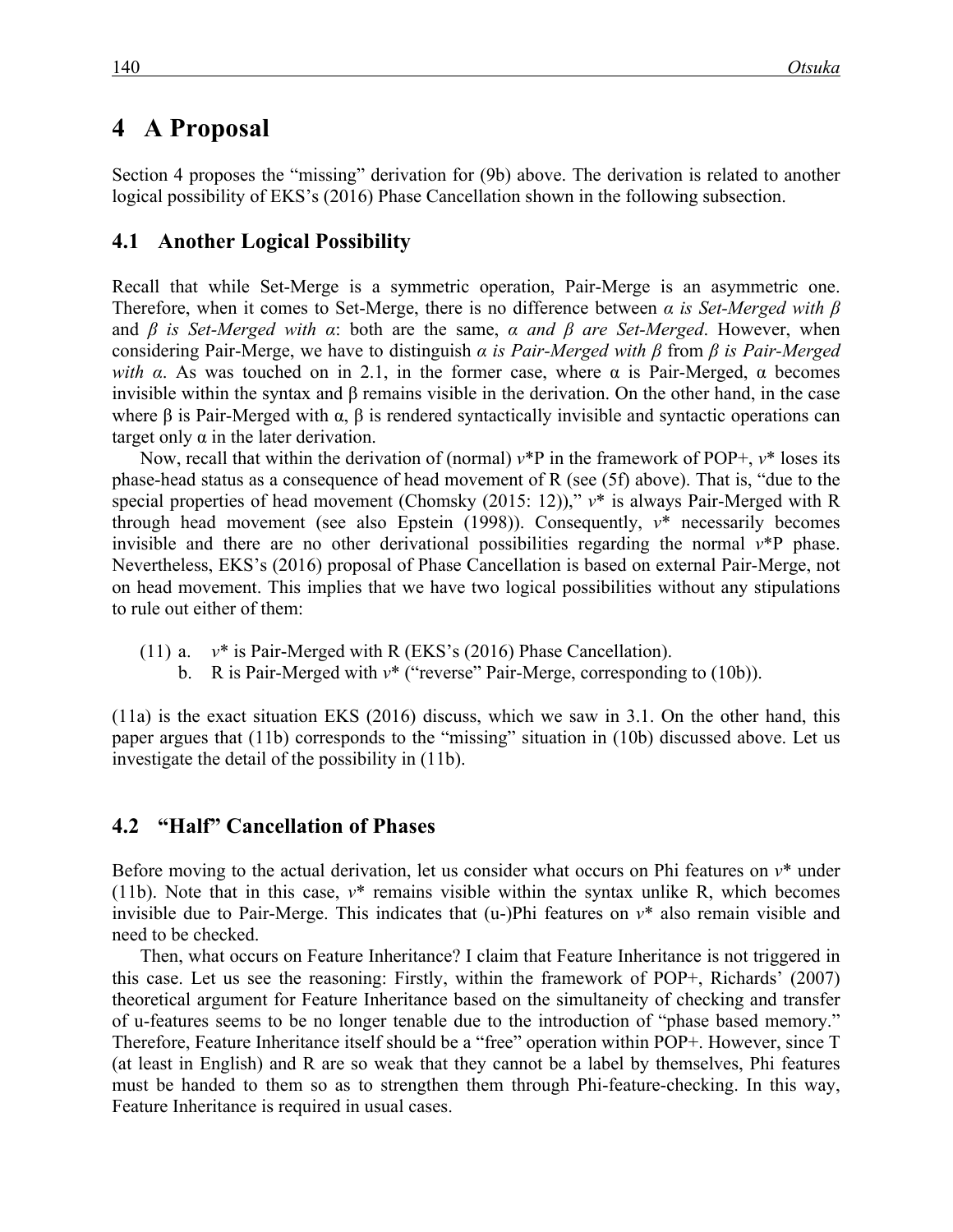# 4 A Proposal

Section 4 proposes the "missing" derivation for (9b) above. The derivation is related to another logical possibility of EKS's (2016) Phase Cancellation shown in the following subsection.

## 4.1 Another Logical Possibility

Recall that while Set-Merge is a symmetric operation, Pair-Merge is an asymmetric one. Therefore, when it comes to Set-Merge, there is no difference between *α is Set-Merged with β* and *β is Set-Merged with α*: both are the same, *α and β are Set-Merged*. However, when considering Pair-Merge, we have to distinguish *α is Pair-Merged with β* from *β is Pair-Merged with α*. As was touched on in 2.1, in the former case, where α is Pair-Merged, α becomes invisible within the syntax and β remains visible in the derivation. On the other hand, in the case where β is Pair-Merged with α, β is rendered syntactically invisible and syntactic operations can target only α in the later derivation.

Now, recall that within the derivation of (normal) *v*\*P in the framework of POP+, *v*\* loses its phase-head status as a consequence of head movement of R (see (5f) above). That is, "due to the special properties of head movement (Chomsky (2015: 12))," *v*\* is always Pair-Merged with R through head movement (see also Epstein (1998)). Consequently, *v*\* necessarily becomes invisible and there are no other derivational possibilities regarding the normal *v*\*P phase. Nevertheless, EKS's (2016) proposal of Phase Cancellation is based on external Pair-Merge, not on head movement. This implies that we have two logical possibilities without any stipulations to rule out either of them:

(11) a. *v*\* is Pair-Merged with R (EKS's (2016) Phase Cancellation).
  b. R is Pair-Merged with *v*\* ("reverse" Pair-Merge, corresponding to (10b)).

(11a) is the exact situation EKS (2016) discuss, which we saw in 3.1. On the other hand, this paper argues that (11b) corresponds to the "missing" situation in (10b) discussed above. Let us investigate the detail of the possibility in (11b).

## 4.2 "Half" Cancellation of Phases

Before moving to the actual derivation, let us consider what occurs on Phi features on *v*\* under (11b). Note that in this case, *v*\* remains visible within the syntax unlike R, which becomes invisible due to Pair-Merge. This indicates that (u-)Phi features on *v*\* also remain visible and need to be checked.

Then, what occurs on Feature Inheritance? I claim that Feature Inheritance is not triggered in this case. Let us see the reasoning: Firstly, within the framework of POP+, Richards' (2007) theoretical argument for Feature Inheritance based on the simultaneity of checking and transfer of u-features seems to be no longer tenable due to the introduction of "phase based memory." Therefore, Feature Inheritance itself should be a "free" operation within POP+. However, since T (at least in English) and R are so weak that they cannot be a label by themselves, Phi features must be handed to them so as to strengthen them through Phi-feature-checking. In this way, Feature Inheritance is required in usual cases.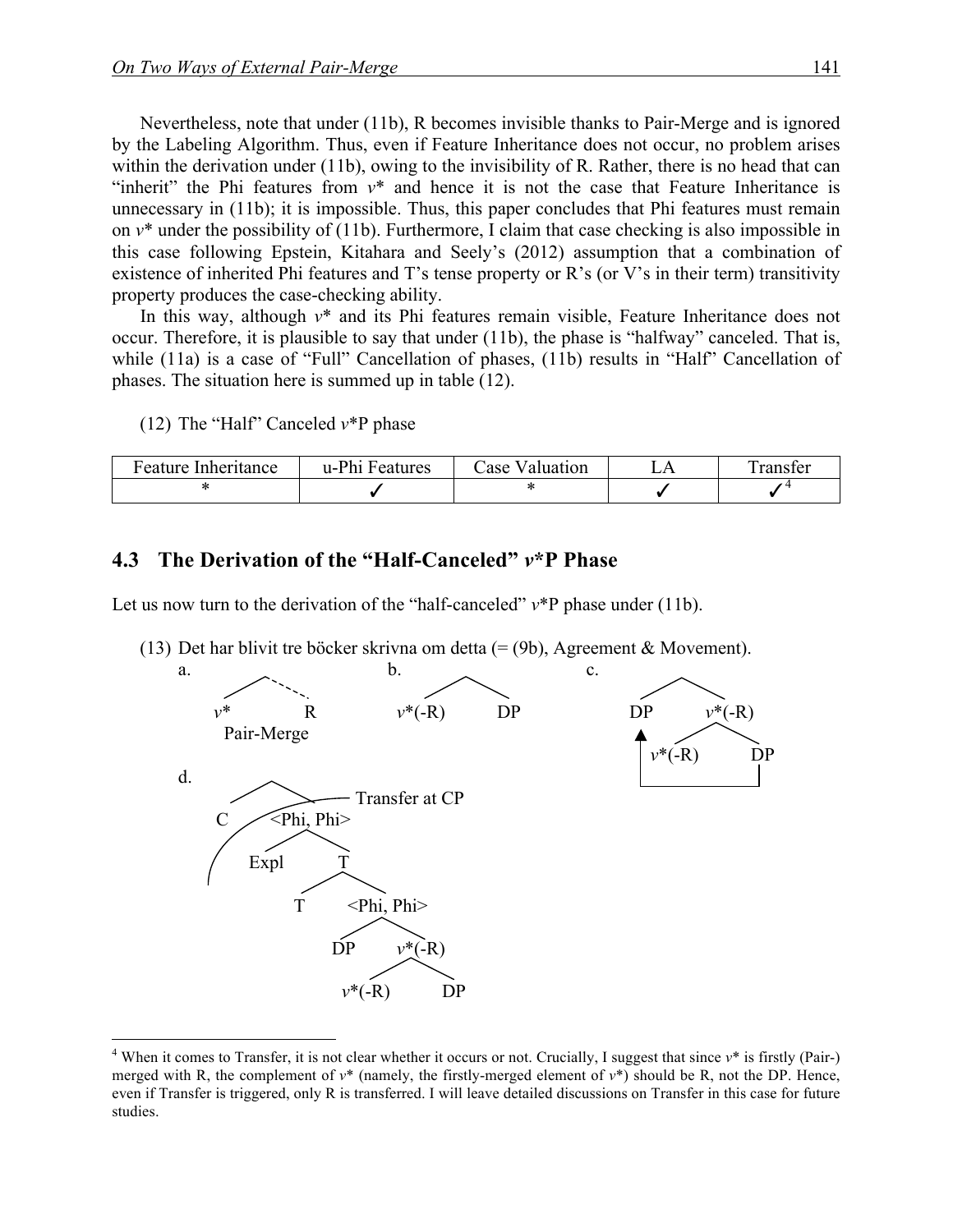Nevertheless, note that under (11b), R becomes invisible thanks to Pair-Merge and is ignored by the Labeling Algorithm. Thus, even if Feature Inheritance does not occur, no problem arises within the derivation under (11b), owing to the invisibility of R. Rather, there is no head that can "inherit" the Phi features from *v*\* and hence it is not the case that Feature Inheritance is unnecessary in (11b); it is impossible. Thus, this paper concludes that Phi features must remain on *v*\* under the possibility of (11b). Furthermore, I claim that case checking is also impossible in this case following Epstein, Kitahara and Seely's (2012) assumption that a combination of existence of inherited Phi features and T's tense property or R's (or V's in their term) transitivity property produces the case-checking ability.

In this way, although *v*\* and its Phi features remain visible, Feature Inheritance does not occur. Therefore, it is plausible to say that under (11b), the phase is "halfway" canceled. That is, while (11a) is a case of "Full" Cancellation of phases, (11b) results in "Half" Cancellation of phases. The situation here is summed up in table (12).

(12) The "Half" Canceled *v*\*P phase

| Feature Inheritance | u-Phi Features | Case Valuation | LA | Transfer |
|---|---|---|---|---|
| * | ✓ | * | ✓ | ✓[4] |

## 4.3 The Derivation of the "Half-Canceled" *v*\*P Phase

Let us now turn to the derivation of the "half-canceled" *v*\*P phase under (11b).

(13) Det har blivit tre böcker skrivna om detta (= (9b), Agreement & Movement).

a. [*v*\* R] (Pair-Merge)

b. [*v*\*(-R) DP]

c. [DP [*v*\*(-R) DP]] (DP moves from the complement position)

d. [C [<Phi, Phi> Expl [T T [<Phi, Phi> DP [*v*\*(-R) *v*\*(-R) DP]]]]] (Transfer at CP)

---

[4] When it comes to Transfer, it is not clear whether it occurs or not. Crucially, I suggest that since *v*\* is firstly (Pair-) merged with R, the complement of *v*\* (namely, the firstly-merged element of *v*\*) should be R, not the DP. Hence, even if Transfer is triggered, only R is transferred. I will leave detailed discussions on Transfer in this case for future studies.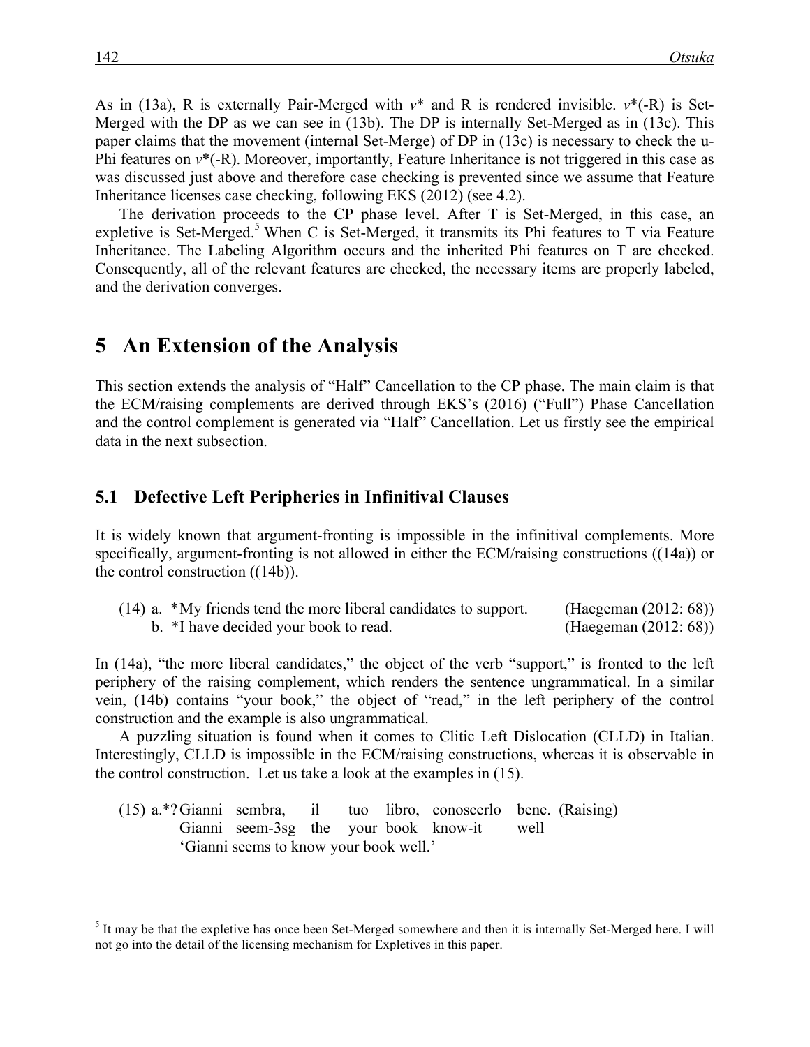As in (13a), R is externally Pair-Merged with *v** and R is rendered invisible. *v**(-R) is Set-Merged with the DP as we can see in (13b). The DP is internally Set-Merged as in (13c). This paper claims that the movement (internal Set-Merge) of DP in (13c) is necessary to check the u-Phi features on *v**(-R). Moreover, importantly, Feature Inheritance is not triggered in this case as was discussed just above and therefore case checking is prevented since we assume that Feature Inheritance licenses case checking, following EKS (2012) (see 4.2).

The derivation proceeds to the CP phase level. After T is Set-Merged, in this case, an expletive is Set-Merged.[5] When C is Set-Merged, it transmits its Phi features to T via Feature Inheritance. The Labeling Algorithm occurs and the inherited Phi features on T are checked. Consequently, all of the relevant features are checked, the necessary items are properly labeled, and the derivation converges.

# 5 An Extension of the Analysis

This section extends the analysis of "Half" Cancellation to the CP phase. The main claim is that the ECM/raising complements are derived through EKS's (2016) ("Full") Phase Cancellation and the control complement is generated via "Half" Cancellation. Let us firstly see the empirical data in the next subsection.

## 5.1 Defective Left Peripheries in Infinitival Clauses

It is widely known that argument-fronting is impossible in the infinitival complements. More specifically, argument-fronting is not allowed in either the ECM/raising constructions ((14a)) or the control construction ((14b)).

(14) a. *My friends tend the more liberal candidates to support. (Haegeman (2012: 68))
 b. *I have decided your book to read. (Haegeman (2012: 68))

In (14a), "the more liberal candidates," the object of the verb "support," is fronted to the left periphery of the raising complement, which renders the sentence ungrammatical. In a similar vein, (14b) contains "your book," the object of "read," in the left periphery of the control construction and the example is also ungrammatical.

A puzzling situation is found when it comes to Clitic Left Dislocation (CLLD) in Italian. Interestingly, CLLD is impossible in the ECM/raising constructions, whereas it is observable in the control construction. Let us take a look at the examples in (15).

(15) a.*? Gianni sembra, il tuo libro, conoscerlo bene. (Raising)
 Gianni seem-3sg the your book know-it well
 'Gianni seems to know your book well.'

[5] It may be that the expletive has once been Set-Merged somewhere and then it is internally Set-Merged here. I will not go into the detail of the licensing mechanism for Expletives in this paper.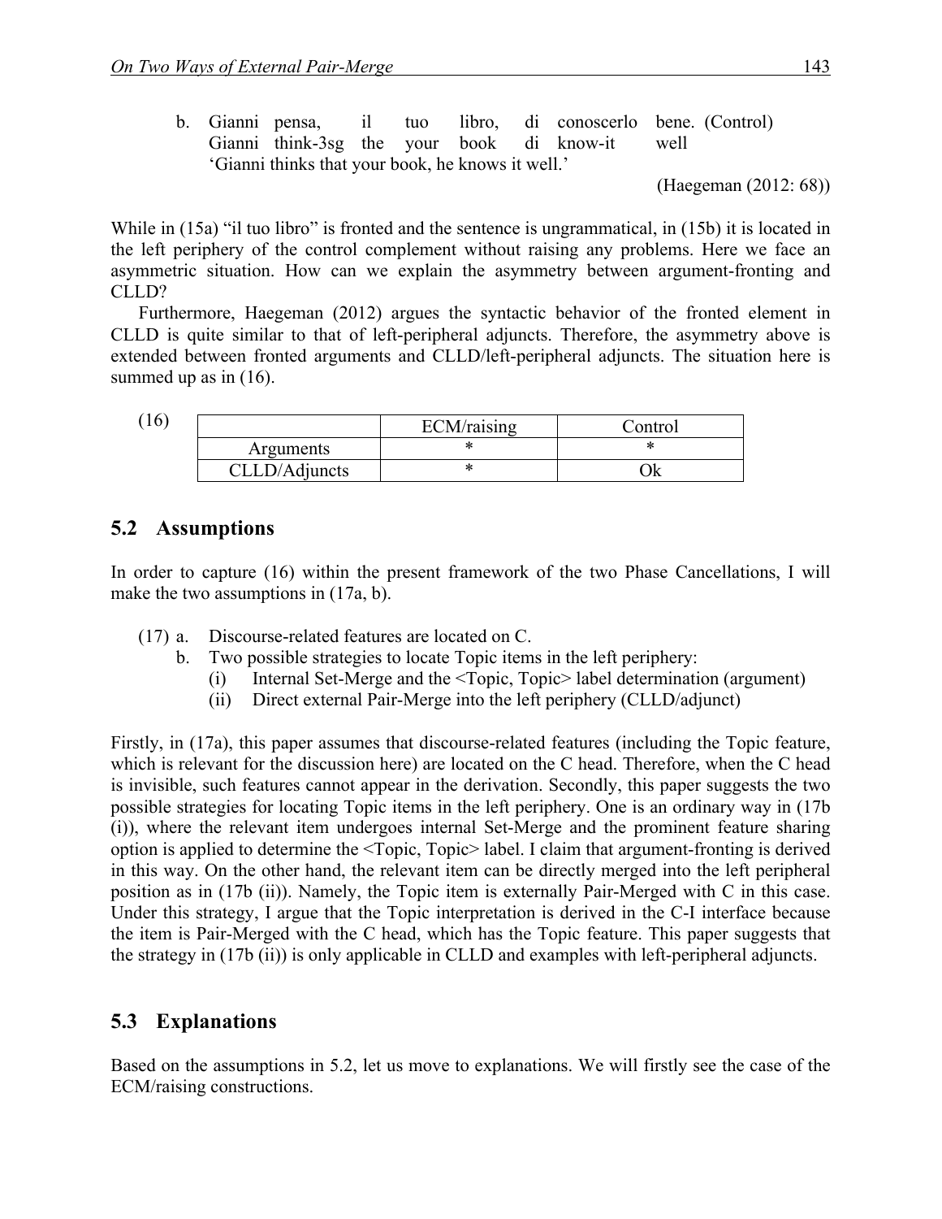b. Gianni pensa, il tuo libro, di conoscerlo bene. (Control)
   Gianni think-3sg the your book di know-it well
   'Gianni thinks that your book, he knows it well.'

(Haegeman (2012: 68))

While in (15a) "il tuo libro" is fronted and the sentence is ungrammatical, in (15b) it is located in the left periphery of the control complement without raising any problems. Here we face an asymmetric situation. How can we explain the asymmetry between argument-fronting and CLLD?

Furthermore, Haegeman (2012) argues the syntactic behavior of the fronted element in CLLD is quite similar to that of left-peripheral adjuncts. Therefore, the asymmetry above is extended between fronted arguments and CLLD/left-peripheral adjuncts. The situation here is summed up as in (16).

(16)

| | ECM/raising | Control |
|---|---|---|
| Arguments | * | * |
| CLLD/Adjuncts | * | Ok |

## 5.2 Assumptions

In order to capture (16) within the present framework of the two Phase Cancellations, I will make the two assumptions in (17a, b).

(17) a. Discourse-related features are located on C.
  b. Two possible strategies to locate Topic items in the left periphery:
    (i) Internal Set-Merge and the <Topic, Topic> label determination (argument)
    (ii) Direct external Pair-Merge into the left periphery (CLLD/adjunct)

Firstly, in (17a), this paper assumes that discourse-related features (including the Topic feature, which is relevant for the discussion here) are located on the C head. Therefore, when the C head is invisible, such features cannot appear in the derivation. Secondly, this paper suggests the two possible strategies for locating Topic items in the left periphery. One is an ordinary way in (17b (i)), where the relevant item undergoes internal Set-Merge and the prominent feature sharing option is applied to determine the <Topic, Topic> label. I claim that argument-fronting is derived in this way. On the other hand, the relevant item can be directly merged into the left peripheral position as in (17b (ii)). Namely, the Topic item is externally Pair-Merged with C in this case. Under this strategy, I argue that the Topic interpretation is derived in the C-I interface because the item is Pair-Merged with the C head, which has the Topic feature. This paper suggests that the strategy in (17b (ii)) is only applicable in CLLD and examples with left-peripheral adjuncts.

## 5.3 Explanations

Based on the assumptions in 5.2, let us move to explanations. We will firstly see the case of the ECM/raising constructions.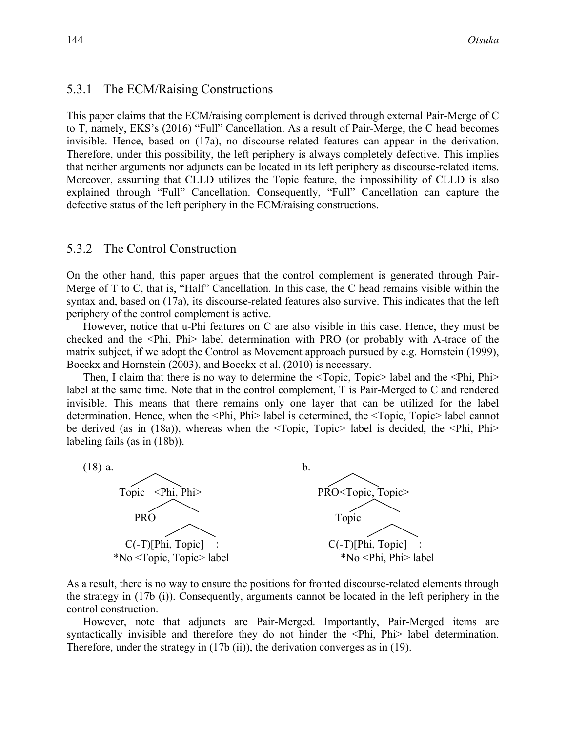### 5.3.1 The ECM/Raising Constructions

This paper claims that the ECM/raising complement is derived through external Pair-Merge of C to T, namely, EKS's (2016) "Full" Cancellation. As a result of Pair-Merge, the C head becomes invisible. Hence, based on (17a), no discourse-related features can appear in the derivation. Therefore, under this possibility, the left periphery is always completely defective. This implies that neither arguments nor adjuncts can be located in its left periphery as discourse-related items. Moreover, assuming that CLLD utilizes the Topic feature, the impossibility of CLLD is also explained through "Full" Cancellation. Consequently, "Full" Cancellation can capture the defective status of the left periphery in the ECM/raising constructions.

### 5.3.2 The Control Construction

On the other hand, this paper argues that the control complement is generated through Pair-Merge of T to C, that is, "Half" Cancellation. In this case, the C head remains visible within the syntax and, based on (17a), its discourse-related features also survive. This indicates that the left periphery of the control complement is active.

However, notice that u-Phi features on C are also visible in this case. Hence, they must be checked and the <Phi, Phi> label determination with PRO (or probably with A-trace of the matrix subject, if we adopt the Control as Movement approach pursued by e.g. Hornstein (1999), Boeckx and Hornstein (2003), and Boeckx et al. (2010) is necessary.

Then, I claim that there is no way to determine the <Topic, Topic> label and the <Phi, Phi> label at the same time. Note that in the control complement, T is Pair-Merged to C and rendered invisible. This means that there remains only one layer that can be utilized for the label determination. Hence, when the <Phi, Phi> label is determined, the <Topic, Topic> label cannot be derived (as in (18a)), whereas when the <Topic, Topic> label is decided, the <Phi, Phi> labeling fails (as in (18b)).

(18) a.
```
        /\
   Topic  <Phi, Phi>
            /\
         PRO   \
               /\
   C(-T)[Phi, Topic]   :
   *No <Topic, Topic> label
```

b.
```
        /\
   PRO  <Topic, Topic>
            /\
        Topic  \
               /\
   C(-T)[Phi, Topic]   :
   *No <Phi, Phi> label
```

As a result, there is no way to ensure the positions for fronted discourse-related elements through the strategy in (17b (i)). Consequently, arguments cannot be located in the left periphery in the control construction.

However, note that adjuncts are Pair-Merged. Importantly, Pair-Merged items are syntactically invisible and therefore they do not hinder the <Phi, Phi> label determination. Therefore, under the strategy in (17b (ii)), the derivation converges as in (19).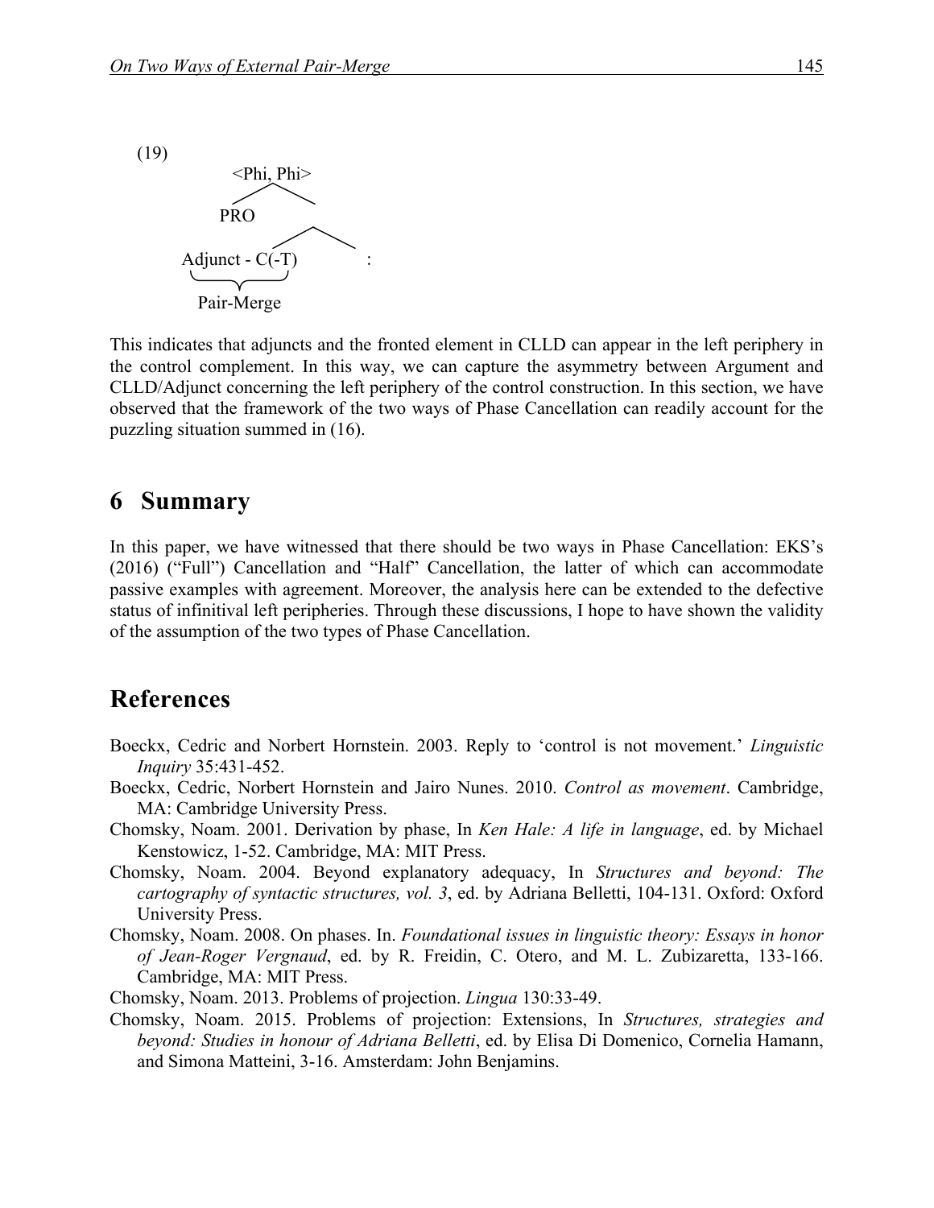(19)

```
        <Phi, Phi>
        /        \
     PRO          /\
                 /  \
  Adjunct - C(-T)    :
  \_______________/
     Pair-Merge
```

This indicates that adjuncts and the fronted element in CLLD can appear in the left periphery in the control complement. In this way, we can capture the asymmetry between Argument and CLLD/Adjunct concerning the left periphery of the control construction. In this section, we have observed that the framework of the two ways of Phase Cancellation can readily account for the puzzling situation summed in (16).

## 6 Summary

In this paper, we have witnessed that there should be two ways in Phase Cancellation: EKS's (2016) ("Full") Cancellation and "Half" Cancellation, the latter of which can accommodate passive examples with agreement. Moreover, the analysis here can be extended to the defective status of infinitival left peripheries. Through these discussions, I hope to have shown the validity of the assumption of the two types of Phase Cancellation.

## References

Boeckx, Cedric and Norbert Hornstein. 2003. Reply to 'control is not movement.' *Linguistic Inquiry* 35:431-452.

Boeckx, Cedric, Norbert Hornstein and Jairo Nunes. 2010. *Control as movement*. Cambridge, MA: Cambridge University Press.

Chomsky, Noam. 2001. Derivation by phase, In *Ken Hale: A life in language*, ed. by Michael Kenstowicz, 1-52. Cambridge, MA: MIT Press.

Chomsky, Noam. 2004. Beyond explanatory adequacy, In *Structures and beyond: The cartography of syntactic structures, vol. 3*, ed. by Adriana Belletti, 104-131. Oxford: Oxford University Press.

Chomsky, Noam. 2008. On phases. In. *Foundational issues in linguistic theory: Essays in honor of Jean-Roger Vergnaud*, ed. by R. Freidin, C. Otero, and M. L. Zubizaretta, 133-166. Cambridge, MA: MIT Press.

Chomsky, Noam. 2013. Problems of projection. *Lingua* 130:33-49.

Chomsky, Noam. 2015. Problems of projection: Extensions, In *Structures, strategies and beyond: Studies in honour of Adriana Belletti*, ed. by Elisa Di Domenico, Cornelia Hamann, and Simona Matteini, 3-16. Amsterdam: John Benjamins.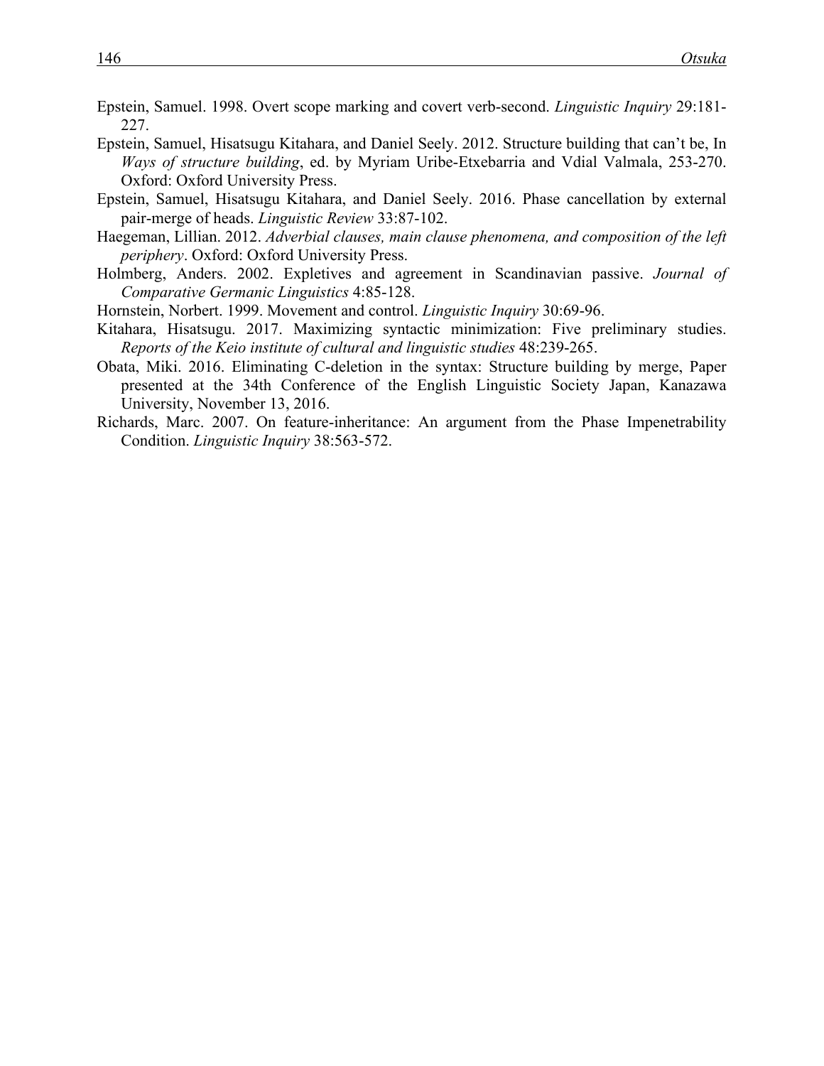Epstein, Samuel. 1998. Overt scope marking and covert verb-second. *Linguistic Inquiry* 29:181-227.

Epstein, Samuel, Hisatsugu Kitahara, and Daniel Seely. 2012. Structure building that can't be, In *Ways of structure building*, ed. by Myriam Uribe-Etxebarria and Vdial Valmala, 253-270. Oxford: Oxford University Press.

Epstein, Samuel, Hisatsugu Kitahara, and Daniel Seely. 2016. Phase cancellation by external pair-merge of heads. *Linguistic Review* 33:87-102.

Haegeman, Lillian. 2012. *Adverbial clauses, main clause phenomena, and composition of the left periphery*. Oxford: Oxford University Press.

Holmberg, Anders. 2002. Expletives and agreement in Scandinavian passive. *Journal of Comparative Germanic Linguistics* 4:85-128.

Hornstein, Norbert. 1999. Movement and control. *Linguistic Inquiry* 30:69-96.

Kitahara, Hisatsugu. 2017. Maximizing syntactic minimization: Five preliminary studies. *Reports of the Keio institute of cultural and linguistic studies* 48:239-265.

Obata, Miki. 2016. Eliminating C-deletion in the syntax: Structure building by merge, Paper presented at the 34th Conference of the English Linguistic Society Japan, Kanazawa University, November 13, 2016.

Richards, Marc. 2007. On feature-inheritance: An argument from the Phase Impenetrability Condition. *Linguistic Inquiry* 38:563-572.